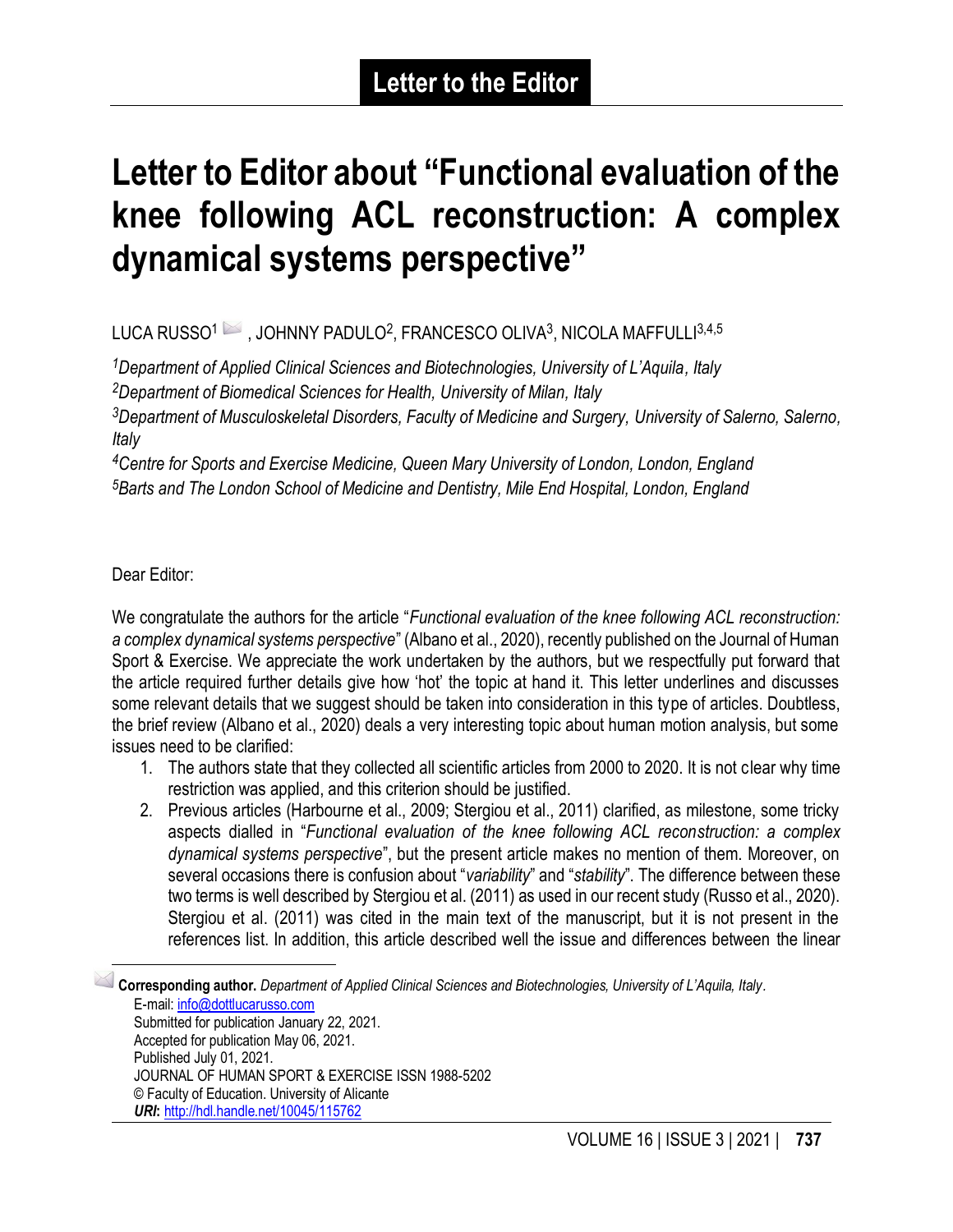Letter to the Editor

# Letter to Editor about "Functional evaluation of the knee following ACL reconstruction: A complex dynamical systems perspective"

LUCA RUSSO[1], JOHNNY PADULO[2], FRANCESCO OLIVA[3], NICOLA MAFFULLI[3,4,5]

*[1]Department of Applied Clinical Sciences and Biotechnologies, University of L'Aquila, Italy*
*[2]Department of Biomedical Sciences for Health, University of Milan, Italy*
*[3]Department of Musculoskeletal Disorders, Faculty of Medicine and Surgery, University of Salerno, Salerno, Italy*
*[4]Centre for Sports and Exercise Medicine, Queen Mary University of London, London, England*
*[5]Barts and The London School of Medicine and Dentistry, Mile End Hospital, London, England*

Dear Editor:

We congratulate the authors for the article "*Functional evaluation of the knee following ACL reconstruction: a complex dynamical systems perspective*" (Albano et al., 2020), recently published on the Journal of Human Sport & Exercise. We appreciate the work undertaken by the authors, but we respectfully put forward that the article required further details give how 'hot' the topic at hand it. This letter underlines and discusses some relevant details that we suggest should be taken into consideration in this type of articles. Doubtless, the brief review (Albano et al., 2020) deals a very interesting topic about human motion analysis, but some issues need to be clarified:

1. The authors state that they collected all scientific articles from 2000 to 2020. It is not clear why time restriction was applied, and this criterion should be justified.
2. Previous articles (Harbourne et al., 2009; Stergiou et al., 2011) clarified, as milestone, some tricky aspects dialled in "*Functional evaluation of the knee following ACL reconstruction: a complex dynamical systems perspective*", but the present article makes no mention of them. Moreover, on several occasions there is confusion about "*variability*" and "*stability*". The difference between these two terms is well described by Stergiou et al. (2011) as used in our recent study (Russo et al., 2020). Stergiou et al. (2011) was cited in the main text of the manuscript, but it is not present in the references list. In addition, this article described well the issue and differences between the linear

**Corresponding author.** *Department of Applied Clinical Sciences and Biotechnologies, University of L'Aquila, Italy*.
E-mail: info@dottlucarusso.com
Submitted for publication January 22, 2021.
Accepted for publication May 06, 2021.
Published July 01, 2021.
JOURNAL OF HUMAN SPORT & EXERCISE ISSN 1988-5202
© Faculty of Education. University of Alicante
***URI*:** http://hdl.handle.net/10045/115762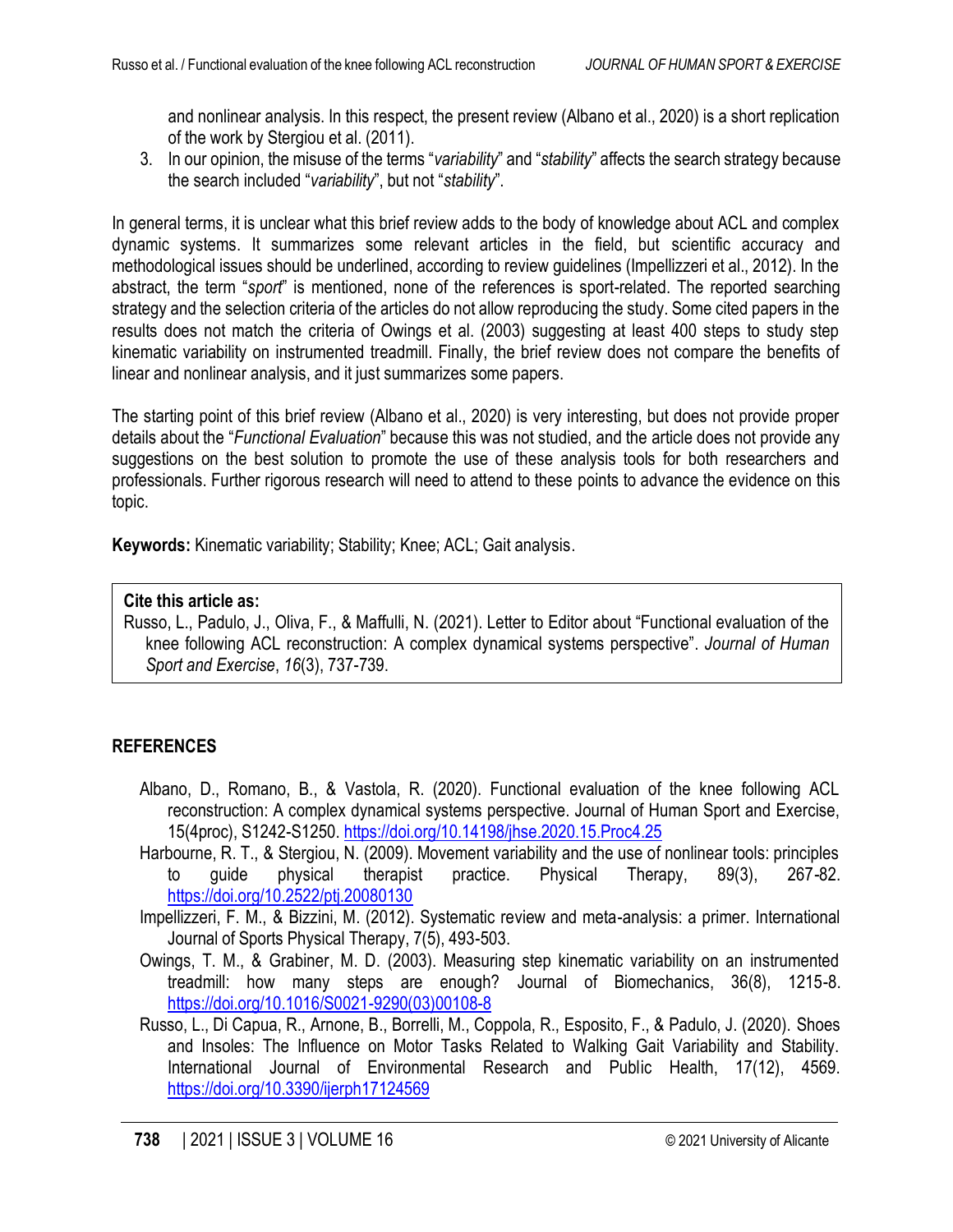and nonlinear analysis. In this respect, the present review (Albano et al., 2020) is a short replication of the work by Stergiou et al. (2011).

3. In our opinion, the misuse of the terms "*variability*" and "*stability*" affects the search strategy because the search included "*variability*", but not "*stability*".

In general terms, it is unclear what this brief review adds to the body of knowledge about ACL and complex dynamic systems. It summarizes some relevant articles in the field, but scientific accuracy and methodological issues should be underlined, according to review guidelines (Impellizzeri et al., 2012). In the abstract, the term "*sport*" is mentioned, none of the references is sport-related. The reported searching strategy and the selection criteria of the articles do not allow reproducing the study. Some cited papers in the results does not match the criteria of Owings et al. (2003) suggesting at least 400 steps to study step kinematic variability on instrumented treadmill. Finally, the brief review does not compare the benefits of linear and nonlinear analysis, and it just summarizes some papers.

The starting point of this brief review (Albano et al., 2020) is very interesting, but does not provide proper details about the "*Functional Evaluation*" because this was not studied, and the article does not provide any suggestions on the best solution to promote the use of these analysis tools for both researchers and professionals. Further rigorous research will need to attend to these points to advance the evidence on this topic.

**Keywords:** Kinematic variability; Stability; Knee; ACL; Gait analysis.

**Cite this article as:**
Russo, L., Padulo, J., Oliva, F., & Maffulli, N. (2021). Letter to Editor about "Functional evaluation of the knee following ACL reconstruction: A complex dynamical systems perspective". *Journal of Human Sport and Exercise*, *16*(3), 737-739.

## REFERENCES

Albano, D., Romano, B., & Vastola, R. (2020). Functional evaluation of the knee following ACL reconstruction: A complex dynamical systems perspective. Journal of Human Sport and Exercise, 15(4proc), S1242-S1250. https://doi.org/10.14198/jhse.2020.15.Proc4.25

Harbourne, R. T., & Stergiou, N. (2009). Movement variability and the use of nonlinear tools: principles to guide physical therapist practice. Physical Therapy, 89(3), 267-82. https://doi.org/10.2522/ptj.20080130

Impellizzeri, F. M., & Bizzini, M. (2012). Systematic review and meta-analysis: a primer. International Journal of Sports Physical Therapy, 7(5), 493-503.

Owings, T. M., & Grabiner, M. D. (2003). Measuring step kinematic variability on an instrumented treadmill: how many steps are enough? Journal of Biomechanics, 36(8), 1215-8. https://doi.org/10.1016/S0021-9290(03)00108-8

Russo, L., Di Capua, R., Arnone, B., Borrelli, M., Coppola, R., Esposito, F., & Padulo, J. (2020). Shoes and Insoles: The Influence on Motor Tasks Related to Walking Gait Variability and Stability. International Journal of Environmental Research and Public Health, 17(12), 4569. https://doi.org/10.3390/ijerph17124569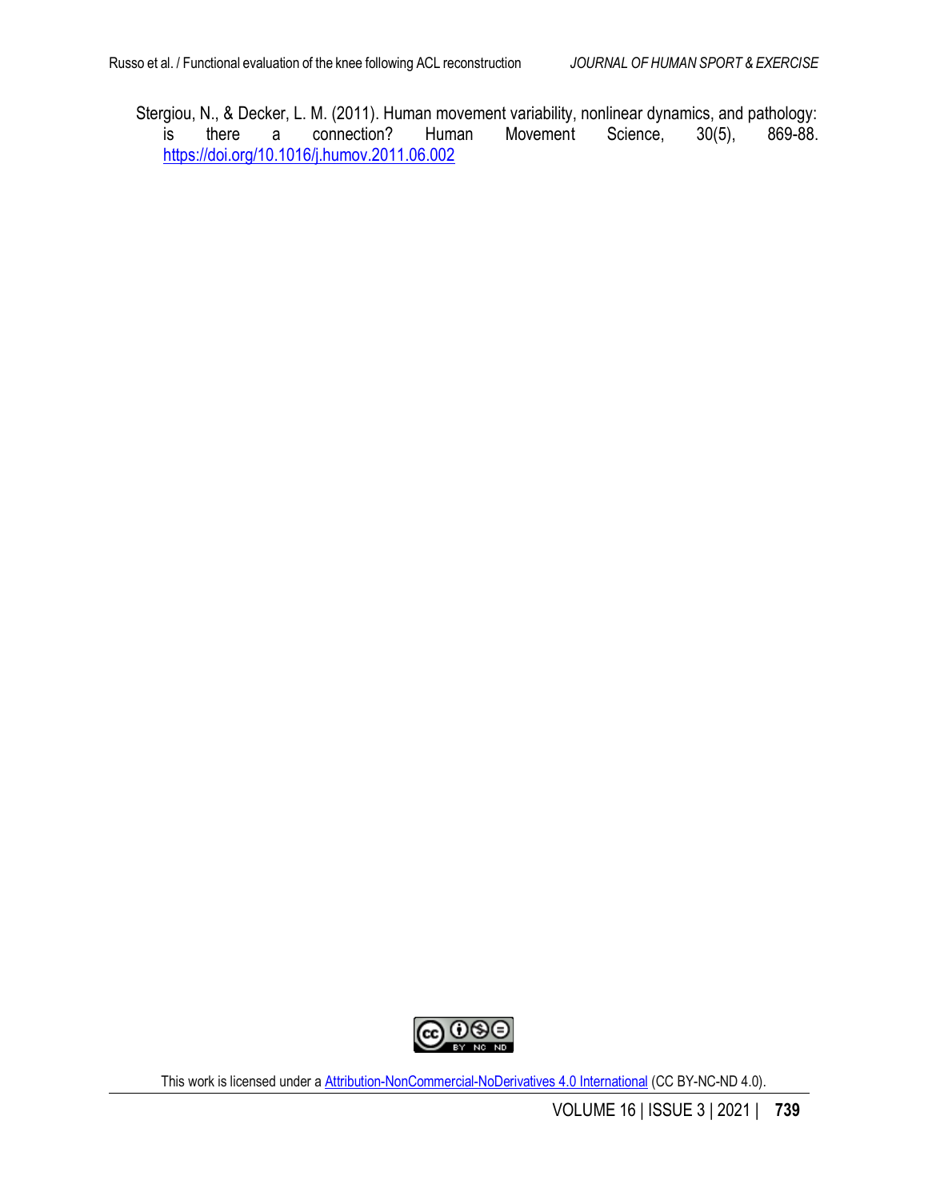Stergiou, N., & Decker, L. M. (2011). Human movement variability, nonlinear dynamics, and pathology: is there a connection? Human Movement Science, 30(5), 869-88. https://doi.org/10.1016/j.humov.2011.06.002

This work is licensed under a Attribution-NonCommercial-NoDerivatives 4.0 International (CC BY-NC-ND 4.0).